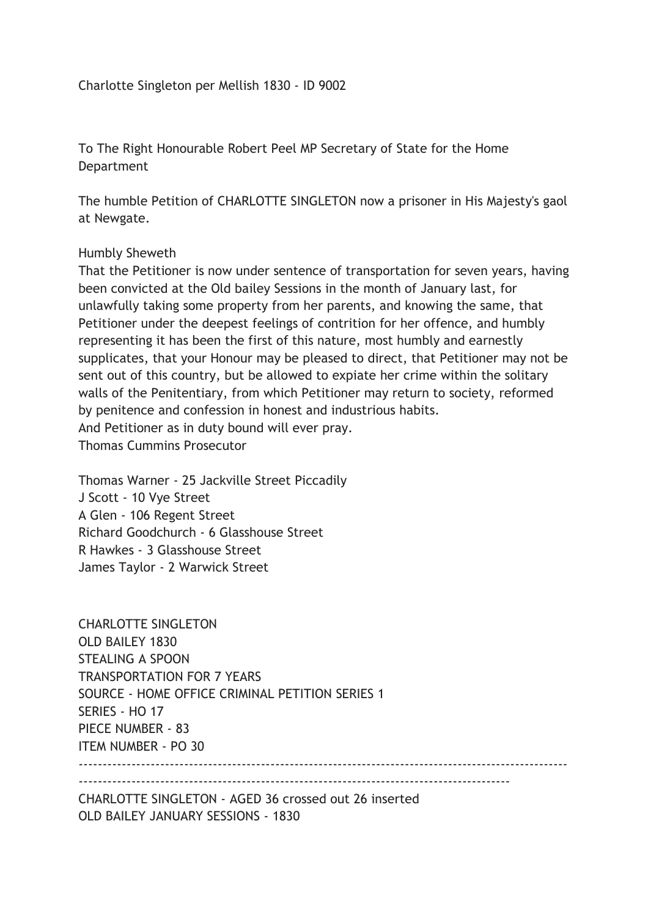Charlotte Singleton per Mellish 1830 - ID 9002

To The Right Honourable Robert Peel MP Secretary of State for the Home Department

The humble Petition of CHARLOTTE SINGLETON now a prisoner in His Majesty's gaol at Newgate.

Humbly Sheweth

That the Petitioner is now under sentence of transportation for seven years, having been convicted at the Old bailey Sessions in the month of January last, for unlawfully taking some property from her parents, and knowing the same, that Petitioner under the deepest feelings of contrition for her offence, and humbly representing it has been the first of this nature, most humbly and earnestly supplicates, that your Honour may be pleased to direct, that Petitioner may not be sent out of this country, but be allowed to expiate her crime within the solitary walls of the Penitentiary, from which Petitioner may return to society, reformed by penitence and confession in honest and industrious habits.

And Petitioner as in duty bound will ever pray.

Thomas Cummins Prosecutor

Thomas Warner - 25 Jackville Street Piccadily
J Scott - 10 Vye Street
A Glen - 106 Regent Street
Richard Goodchurch - 6 Glasshouse Street
R Hawkes - 3 Glasshouse Street
James Taylor - 2 Warwick Street

CHARLOTTE SINGLETON
OLD BAILEY 1830
STEALING A SPOON
TRANSPORTATION FOR 7 YEARS
SOURCE - HOME OFFICE CRIMINAL PETITION SERIES 1
SERIES - HO 17
PIECE NUMBER - 83
ITEM NUMBER - PO 30

---

CHARLOTTE SINGLETON - AGED 36 crossed out 26 inserted
OLD BAILEY JANUARY SESSIONS - 1830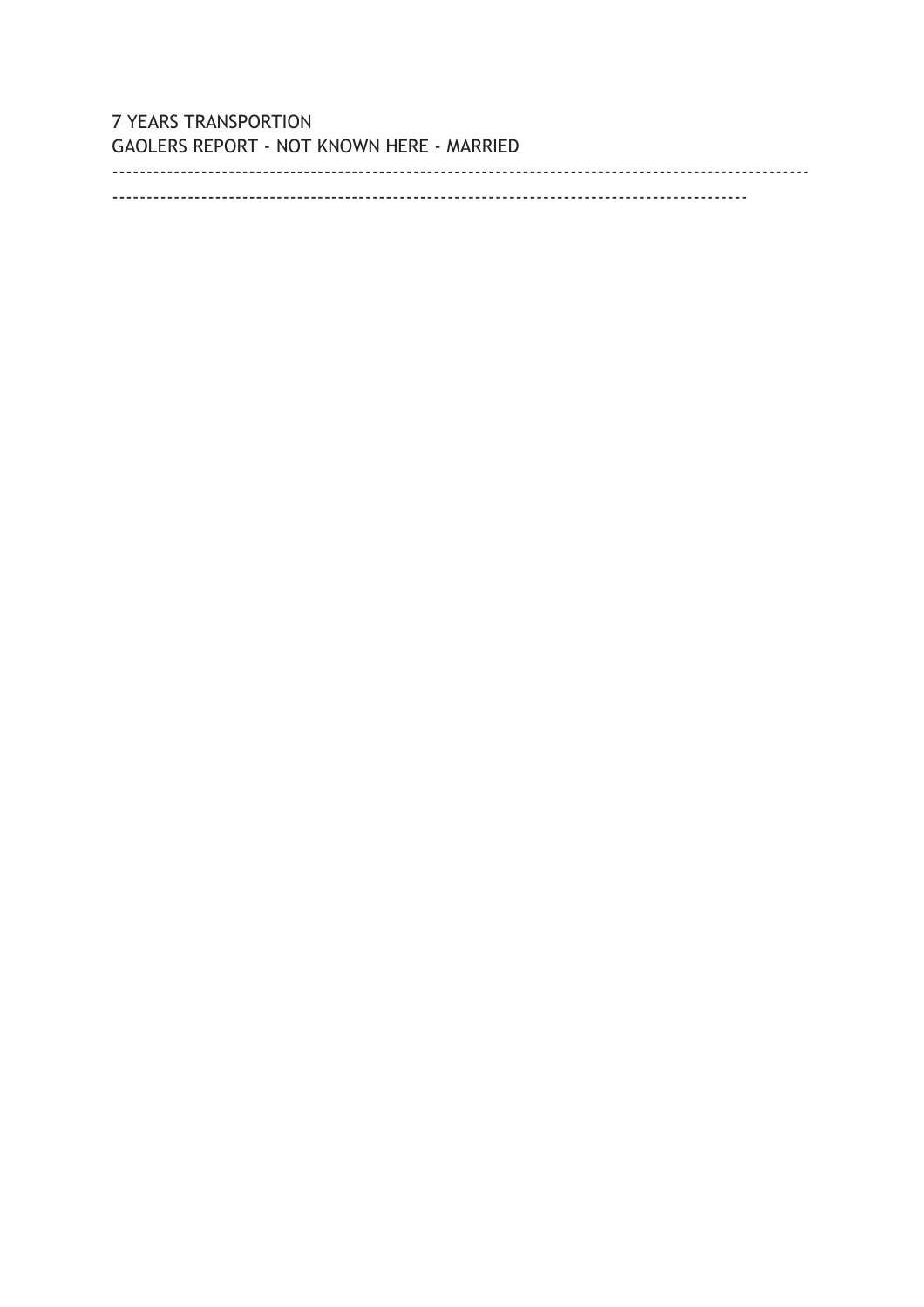7 YEARS TRANSPORTION
GAOLERS REPORT - NOT KNOWN HERE - MARRIED

----------------------------------------------------------------------------------------------------

------------------------------------------------------------------------------------------